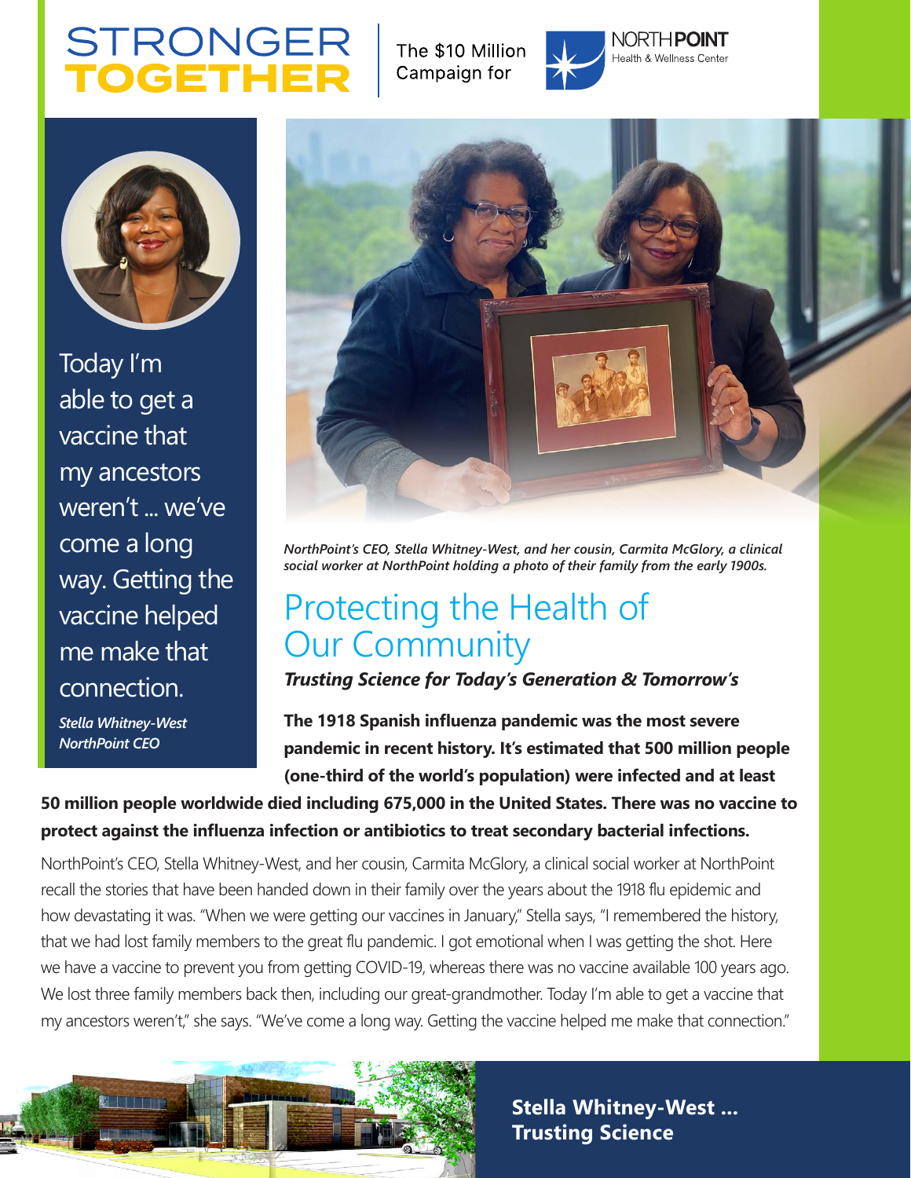# STRONGER TOGETHER

The $10 Million Campaign for

NORTHPOINT Health & Wellness Center

> Today I'm able to get a vaccine that my ancestors weren't ... we've come a long way. Getting the vaccine helped me make that connection.
>
> *Stella Whitney-West*
> *NorthPoint CEO*

*NorthPoint's CEO, Stella Whitney-West, and her cousin, Carmita McGlory, a clinical social worker at NorthPoint holding a photo of their family from the early 1900s.*

## Protecting the Health of Our Community

***Trusting Science for Today's Generation & Tomorrow's***

**The 1918 Spanish influenza pandemic was the most severe pandemic in recent history. It's estimated that 500 million people (one-third of the world's population) were infected and at least 50 million people worldwide died including 675,000 in the United States. There was no vaccine to protect against the influenza infection or antibiotics to treat secondary bacterial infections.**

NorthPoint's CEO, Stella Whitney-West, and her cousin, Carmita McGlory, a clinical social worker at NorthPoint recall the stories that have been handed down in their family over the years about the 1918 flu epidemic and how devastating it was. "When we were getting our vaccines in January," Stella says, "I remembered the history, that we had lost family members to the great flu pandemic. I got emotional when I was getting the shot. Here we have a vaccine to prevent you from getting COVID-19, whereas there was no vaccine available 100 years ago. We lost three family members back then, including our great-grandmother. Today I'm able to get a vaccine that my ancestors weren't," she says. "We've come a long way. Getting the vaccine helped me make that connection."

**Stella Whitney-West ... Trusting Science**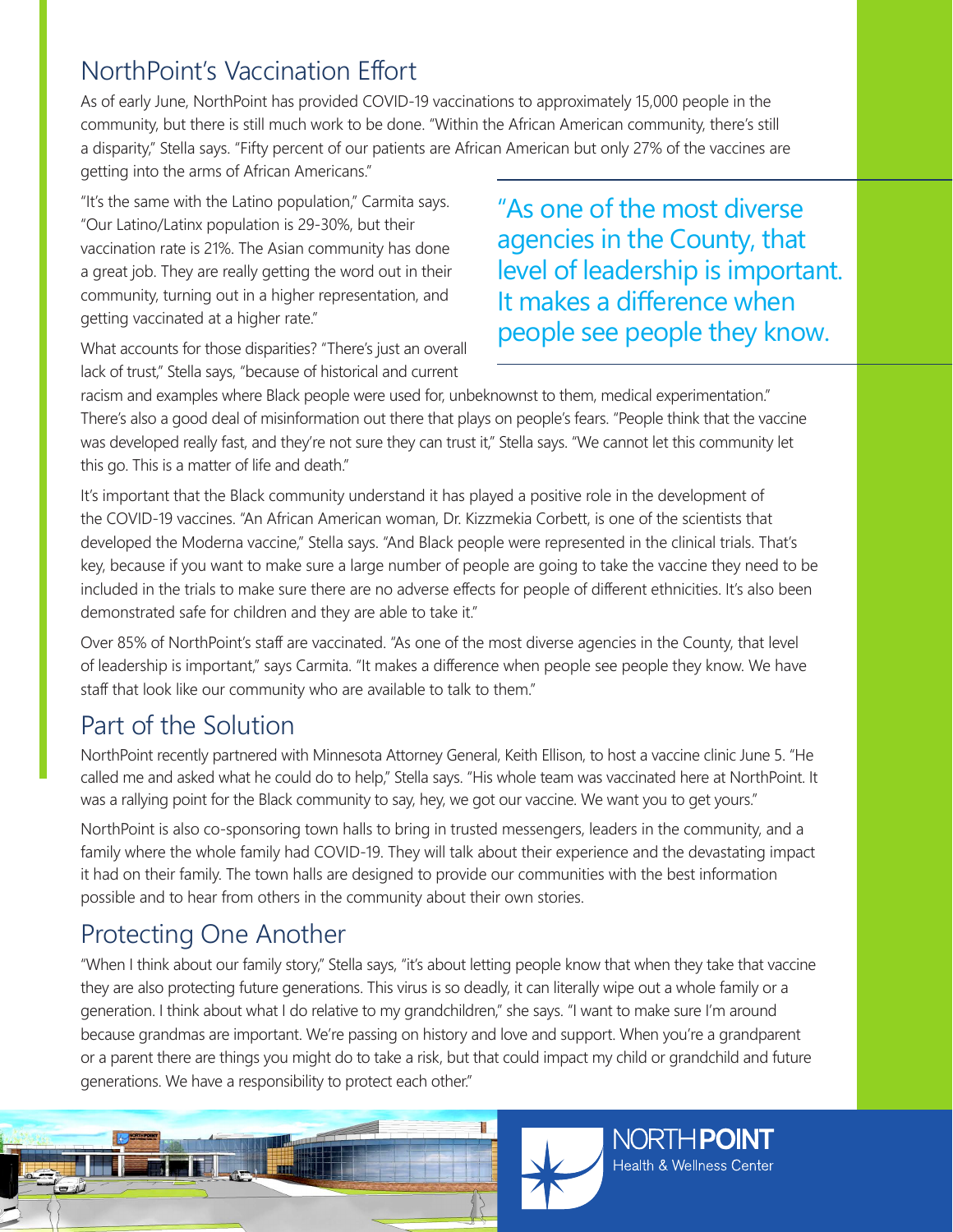## NorthPoint's Vaccination Effort

As of early June, NorthPoint has provided COVID-19 vaccinations to approximately 15,000 people in the community, but there is still much work to be done. "Within the African American community, there's still a disparity," Stella says. "Fifty percent of our patients are African American but only 27% of the vaccines are getting into the arms of African Americans."

"It's the same with the Latino population," Carmita says. "Our Latino/Latinx population is 29-30%, but their vaccination rate is 21%. The Asian community has done a great job. They are really getting the word out in their community, turning out in a higher representation, and getting vaccinated at a higher rate."

> "As one of the most diverse agencies in the County, that level of leadership is important. It makes a difference when people see people they know.

What accounts for those disparities? "There's just an overall lack of trust," Stella says, "because of historical and current racism and examples where Black people were used for, unbeknownst to them, medical experimentation." There's also a good deal of misinformation out there that plays on people's fears. "People think that the vaccine was developed really fast, and they're not sure they can trust it," Stella says. "We cannot let this community let this go. This is a matter of life and death."

It's important that the Black community understand it has played a positive role in the development of the COVID-19 vaccines. "An African American woman, Dr. Kizzmekia Corbett, is one of the scientists that developed the Moderna vaccine," Stella says. "And Black people were represented in the clinical trials. That's key, because if you want to make sure a large number of people are going to take the vaccine they need to be included in the trials to make sure there are no adverse effects for people of different ethnicities. It's also been demonstrated safe for children and they are able to take it."

Over 85% of NorthPoint's staff are vaccinated. "As one of the most diverse agencies in the County, that level of leadership is important," says Carmita. "It makes a difference when people see people they know. We have staff that look like our community who are available to talk to them."

## Part of the Solution

NorthPoint recently partnered with Minnesota Attorney General, Keith Ellison, to host a vaccine clinic June 5. "He called me and asked what he could do to help," Stella says. "His whole team was vaccinated here at NorthPoint. It was a rallying point for the Black community to say, hey, we got our vaccine. We want you to get yours."

NorthPoint is also co-sponsoring town halls to bring in trusted messengers, leaders in the community, and a family where the whole family had COVID-19. They will talk about their experience and the devastating impact it had on their family. The town halls are designed to provide our communities with the best information possible and to hear from others in the community about their own stories.

## Protecting One Another

"When I think about our family story," Stella says, "it's about letting people know that when they take that vaccine they are also protecting future generations. This virus is so deadly, it can literally wipe out a whole family or a generation. I think about what I do relative to my grandchildren," she says. "I want to make sure I'm around because grandmas are important. We're passing on history and love and support. When you're a grandparent or a parent there are things you might do to take a risk, but that could impact my child or grandchild and future generations. We have a responsibility to protect each other."

NORTHPOINT
Health & Wellness Center